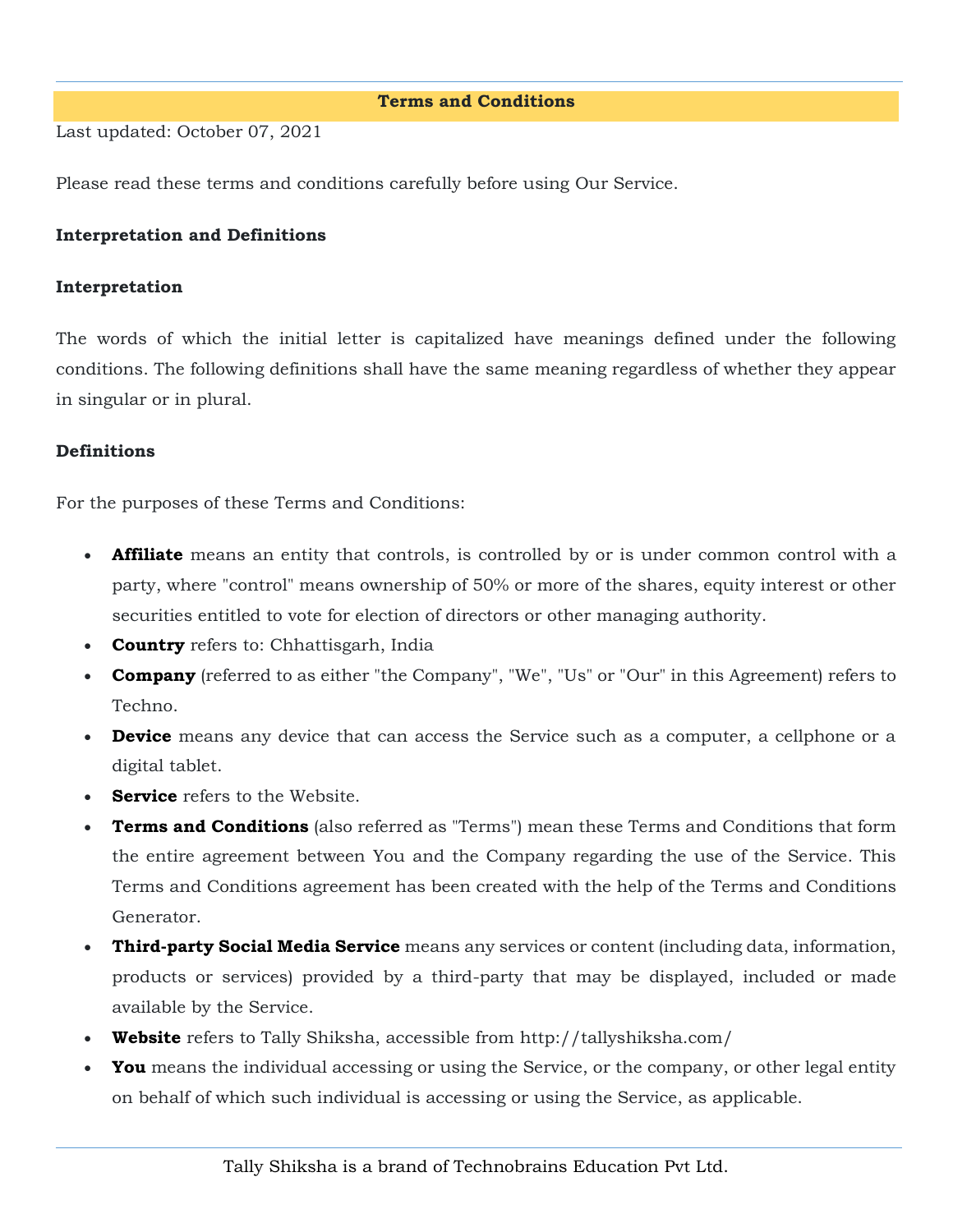# Terms and Conditions

Last updated: October 07, 2021

Please read these terms and conditions carefully before using Our Service.

## Interpretation and Definitions

### Interpretation

The words of which the initial letter is capitalized have meanings defined under the following conditions. The following definitions shall have the same meaning regardless of whether they appear in singular or in plural.

### Definitions

For the purposes of these Terms and Conditions:

- **Affiliate** means an entity that controls, is controlled by or is under common control with a party, where "control" means ownership of 50% or more of the shares, equity interest or other securities entitled to vote for election of directors or other managing authority.
- **Country** refers to: Chhattisgarh, India
- **Company** (referred to as either "the Company", "We", "Us" or "Our" in this Agreement) refers to Techno.
- **Device** means any device that can access the Service such as a computer, a cellphone or a digital tablet.
- **Service** refers to the Website.
- **Terms and Conditions** (also referred as "Terms") mean these Terms and Conditions that form the entire agreement between You and the Company regarding the use of the Service. This Terms and Conditions agreement has been created with the help of the Terms and Conditions Generator.
- **Third-party Social Media Service** means any services or content (including data, information, products or services) provided by a third-party that may be displayed, included or made available by the Service.
- **Website** refers to Tally Shiksha, accessible from http://tallyshiksha.com/
- **You** means the individual accessing or using the Service, or the company, or other legal entity on behalf of which such individual is accessing or using the Service, as applicable.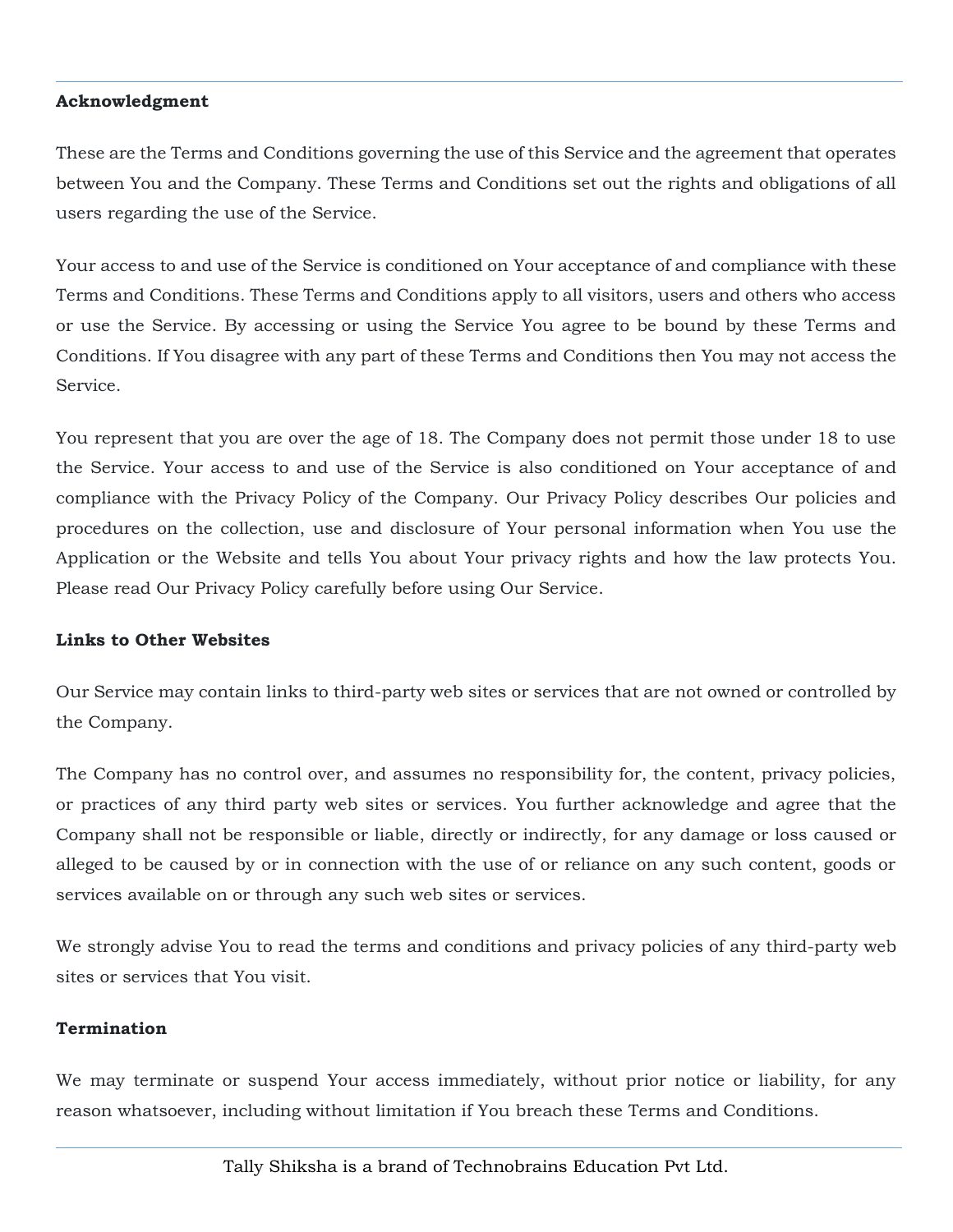**Acknowledgment**

These are the Terms and Conditions governing the use of this Service and the agreement that operates between You and the Company. These Terms and Conditions set out the rights and obligations of all users regarding the use of the Service.

Your access to and use of the Service is conditioned on Your acceptance of and compliance with these Terms and Conditions. These Terms and Conditions apply to all visitors, users and others who access or use the Service. By accessing or using the Service You agree to be bound by these Terms and Conditions. If You disagree with any part of these Terms and Conditions then You may not access the Service.

You represent that you are over the age of 18. The Company does not permit those under 18 to use the Service. Your access to and use of the Service is also conditioned on Your acceptance of and compliance with the Privacy Policy of the Company. Our Privacy Policy describes Our policies and procedures on the collection, use and disclosure of Your personal information when You use the Application or the Website and tells You about Your privacy rights and how the law protects You. Please read Our Privacy Policy carefully before using Our Service.

**Links to Other Websites**

Our Service may contain links to third-party web sites or services that are not owned or controlled by the Company.

The Company has no control over, and assumes no responsibility for, the content, privacy policies, or practices of any third party web sites or services. You further acknowledge and agree that the Company shall not be responsible or liable, directly or indirectly, for any damage or loss caused or alleged to be caused by or in connection with the use of or reliance on any such content, goods or services available on or through any such web sites or services.

We strongly advise You to read the terms and conditions and privacy policies of any third-party web sites or services that You visit.

**Termination**

We may terminate or suspend Your access immediately, without prior notice or liability, for any reason whatsoever, including without limitation if You breach these Terms and Conditions.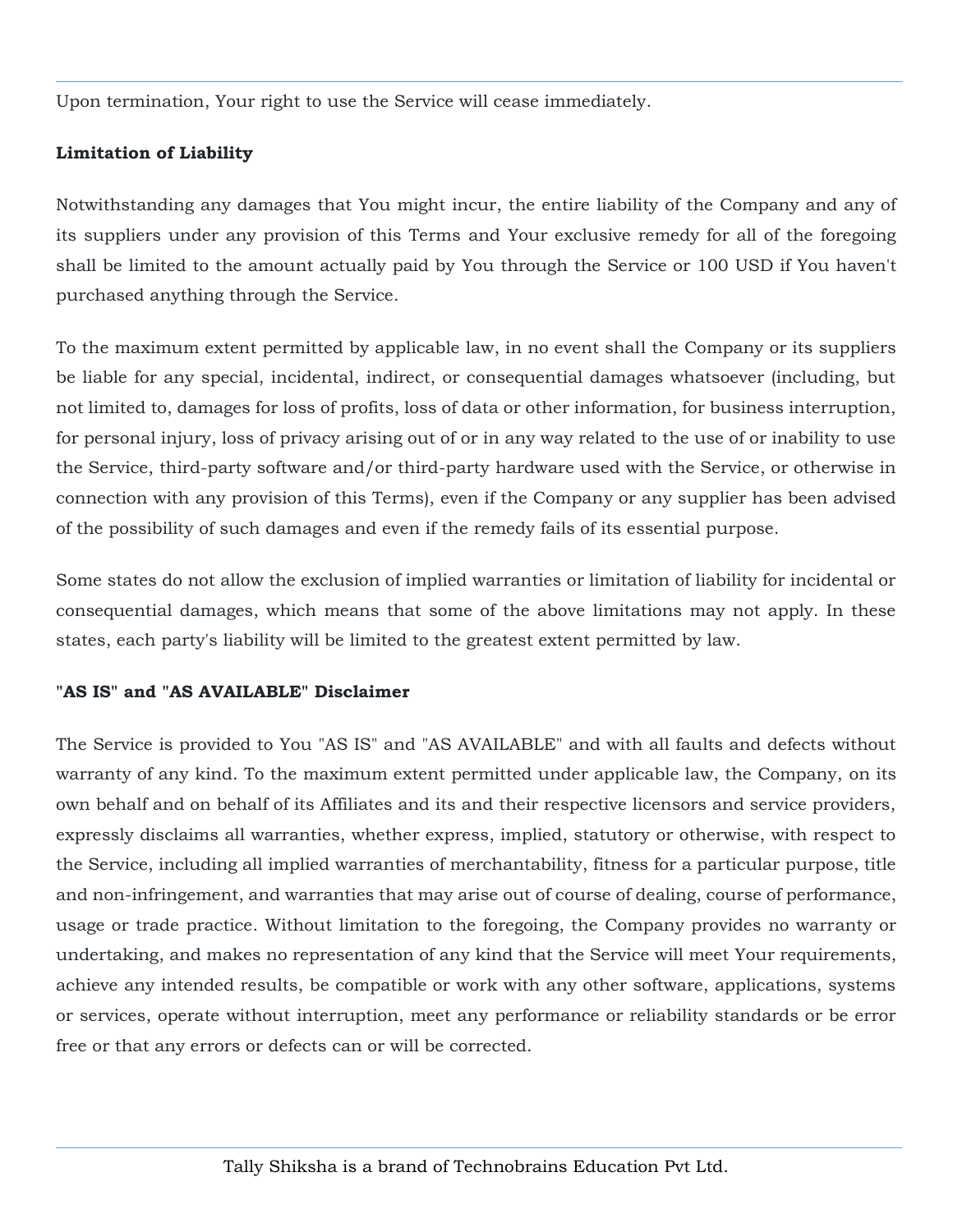Upon termination, Your right to use the Service will cease immediately.

**Limitation of Liability**

Notwithstanding any damages that You might incur, the entire liability of the Company and any of its suppliers under any provision of this Terms and Your exclusive remedy for all of the foregoing shall be limited to the amount actually paid by You through the Service or 100 USD if You haven't purchased anything through the Service.

To the maximum extent permitted by applicable law, in no event shall the Company or its suppliers be liable for any special, incidental, indirect, or consequential damages whatsoever (including, but not limited to, damages for loss of profits, loss of data or other information, for business interruption, for personal injury, loss of privacy arising out of or in any way related to the use of or inability to use the Service, third-party software and/or third-party hardware used with the Service, or otherwise in connection with any provision of this Terms), even if the Company or any supplier has been advised of the possibility of such damages and even if the remedy fails of its essential purpose.

Some states do not allow the exclusion of implied warranties or limitation of liability for incidental or consequential damages, which means that some of the above limitations may not apply. In these states, each party's liability will be limited to the greatest extent permitted by law.

**"AS IS" and "AS AVAILABLE" Disclaimer**

The Service is provided to You "AS IS" and "AS AVAILABLE" and with all faults and defects without warranty of any kind. To the maximum extent permitted under applicable law, the Company, on its own behalf and on behalf of its Affiliates and its and their respective licensors and service providers, expressly disclaims all warranties, whether express, implied, statutory or otherwise, with respect to the Service, including all implied warranties of merchantability, fitness for a particular purpose, title and non-infringement, and warranties that may arise out of course of dealing, course of performance, usage or trade practice. Without limitation to the foregoing, the Company provides no warranty or undertaking, and makes no representation of any kind that the Service will meet Your requirements, achieve any intended results, be compatible or work with any other software, applications, systems or services, operate without interruption, meet any performance or reliability standards or be error free or that any errors or defects can or will be corrected.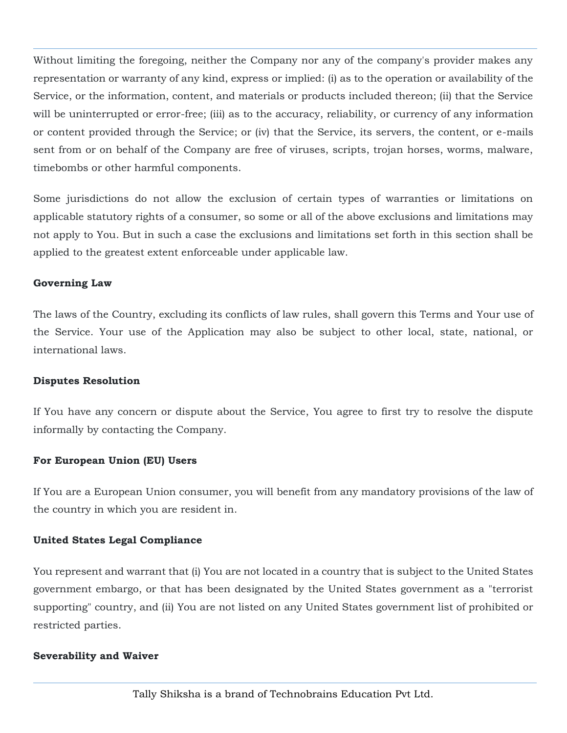Without limiting the foregoing, neither the Company nor any of the company's provider makes any representation or warranty of any kind, express or implied: (i) as to the operation or availability of the Service, or the information, content, and materials or products included thereon; (ii) that the Service will be uninterrupted or error-free; (iii) as to the accuracy, reliability, or currency of any information or content provided through the Service; or (iv) that the Service, its servers, the content, or e-mails sent from or on behalf of the Company are free of viruses, scripts, trojan horses, worms, malware, timebombs or other harmful components.

Some jurisdictions do not allow the exclusion of certain types of warranties or limitations on applicable statutory rights of a consumer, so some or all of the above exclusions and limitations may not apply to You. But in such a case the exclusions and limitations set forth in this section shall be applied to the greatest extent enforceable under applicable law.

**Governing Law**

The laws of the Country, excluding its conflicts of law rules, shall govern this Terms and Your use of the Service. Your use of the Application may also be subject to other local, state, national, or international laws.

**Disputes Resolution**

If You have any concern or dispute about the Service, You agree to first try to resolve the dispute informally by contacting the Company.

**For European Union (EU) Users**

If You are a European Union consumer, you will benefit from any mandatory provisions of the law of the country in which you are resident in.

**United States Legal Compliance**

You represent and warrant that (i) You are not located in a country that is subject to the United States government embargo, or that has been designated by the United States government as a "terrorist supporting" country, and (ii) You are not listed on any United States government list of prohibited or restricted parties.

**Severability and Waiver**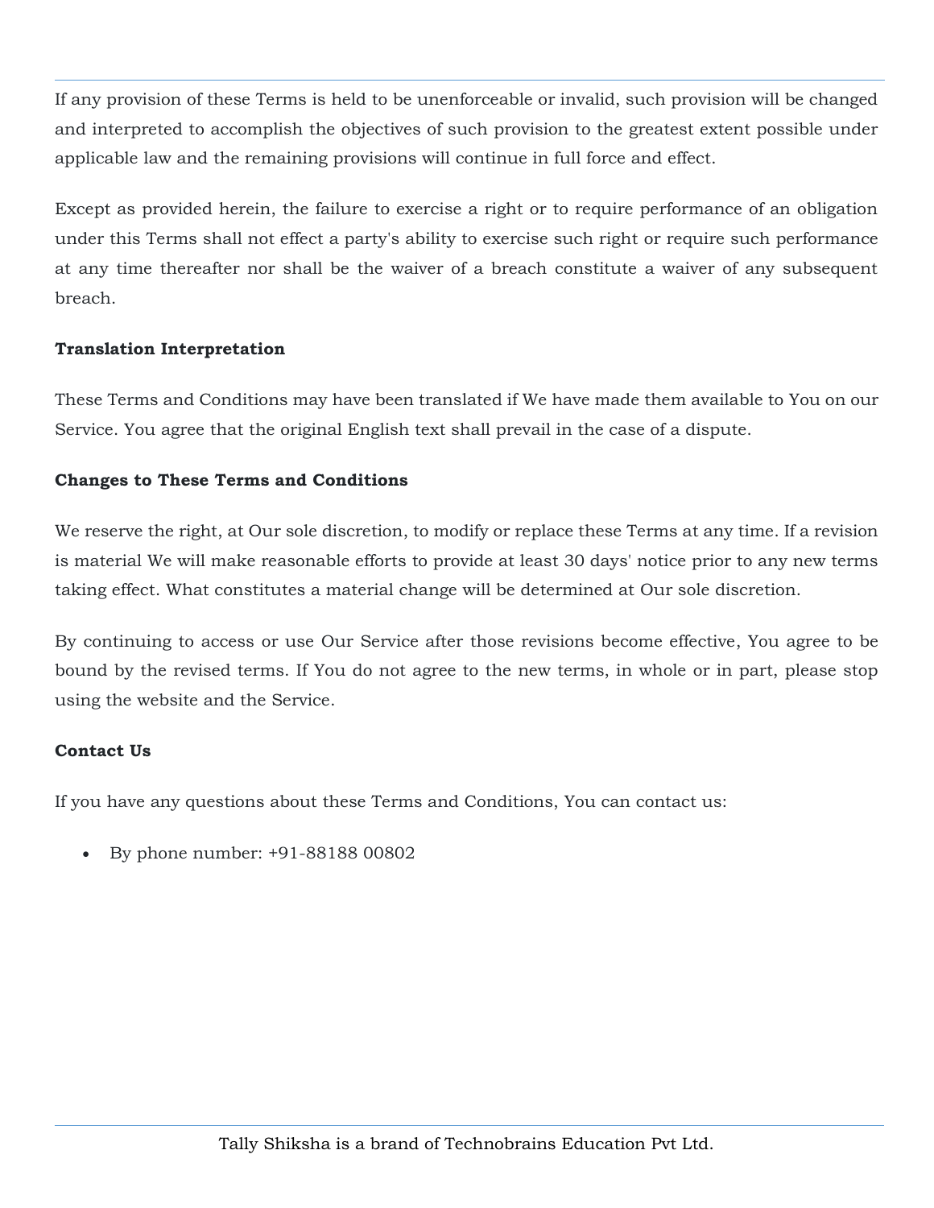If any provision of these Terms is held to be unenforceable or invalid, such provision will be changed and interpreted to accomplish the objectives of such provision to the greatest extent possible under applicable law and the remaining provisions will continue in full force and effect.

Except as provided herein, the failure to exercise a right or to require performance of an obligation under this Terms shall not effect a party's ability to exercise such right or require such performance at any time thereafter nor shall be the waiver of a breach constitute a waiver of any subsequent breach.

**Translation Interpretation**

These Terms and Conditions may have been translated if We have made them available to You on our Service. You agree that the original English text shall prevail in the case of a dispute.

**Changes to These Terms and Conditions**

We reserve the right, at Our sole discretion, to modify or replace these Terms at any time. If a revision is material We will make reasonable efforts to provide at least 30 days' notice prior to any new terms taking effect. What constitutes a material change will be determined at Our sole discretion.

By continuing to access or use Our Service after those revisions become effective, You agree to be bound by the revised terms. If You do not agree to the new terms, in whole or in part, please stop using the website and the Service.

**Contact Us**

If you have any questions about these Terms and Conditions, You can contact us:

- By phone number: +91-88188 00802